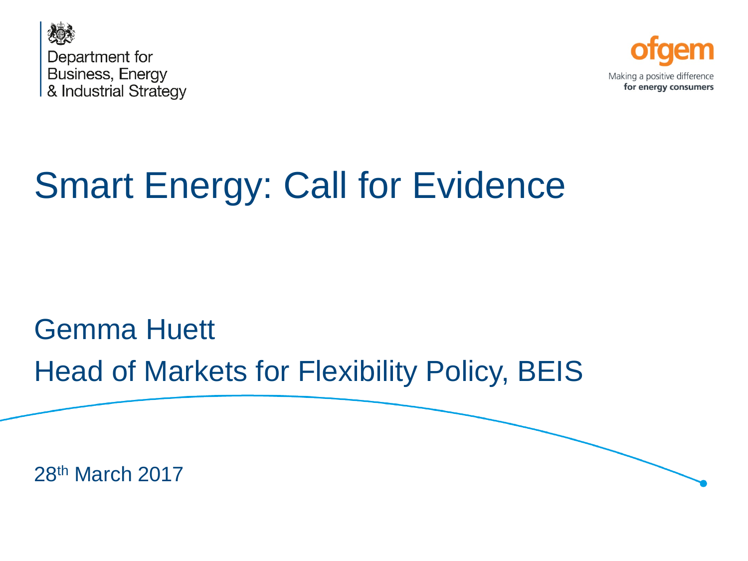Department for
Business, Energy
& Industrial Strategy

ofgem

Making a positive difference
**for energy consumers**

# Smart Energy: Call for Evidence

## Gemma Huett

## Head of Markets for Flexibility Policy, BEIS

28th March 2017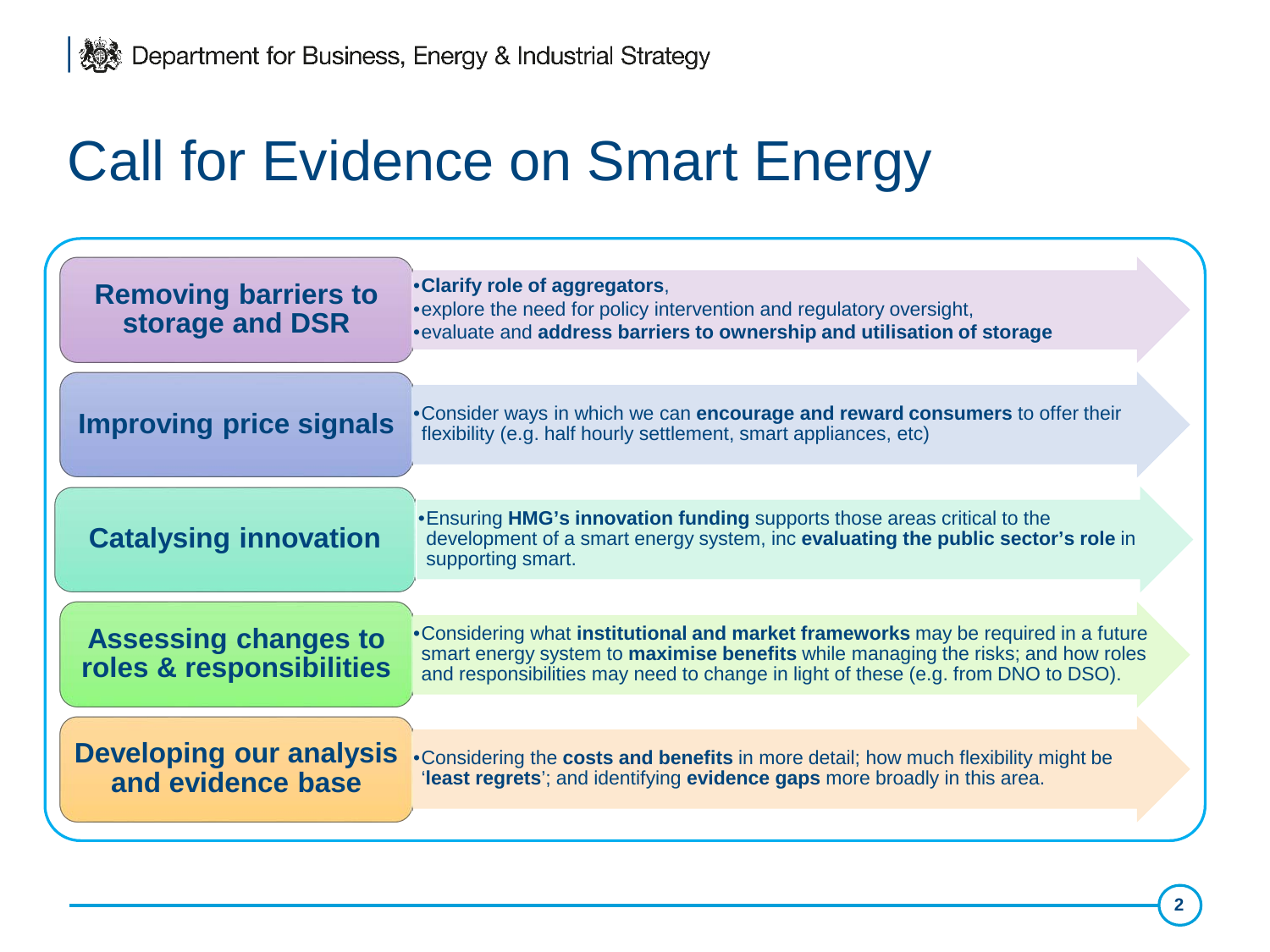# Call for Evidence on Smart Energy

| | |
|---|---|
| **Removing barriers to storage and DSR** | • **Clarify role of aggregators**,<br>• explore the need for policy intervention and regulatory oversight,<br>• evaluate and **address barriers to ownership and utilisation of storage** |
| **Improving price signals** | • Consider ways in which we can **encourage and reward consumers** to offer their flexibility (e.g. half hourly settlement, smart appliances, etc) |
| **Catalysing innovation** | • Ensuring **HMG's innovation funding** supports those areas critical to the development of a smart energy system, inc **evaluating the public sector's role** in supporting smart. |
| **Assessing changes to roles & responsibilities** | • Considering what **institutional and market frameworks** may be required in a future smart energy system to **maximise benefits** while managing the risks; and how roles and responsibilities may need to change in light of these (e.g. from DNO to DSO). |
| **Developing our analysis and evidence base** | • Considering the **costs and benefits** in more detail; how much flexibility might be '**least regrets**'; and identifying **evidence gaps** more broadly in this area. |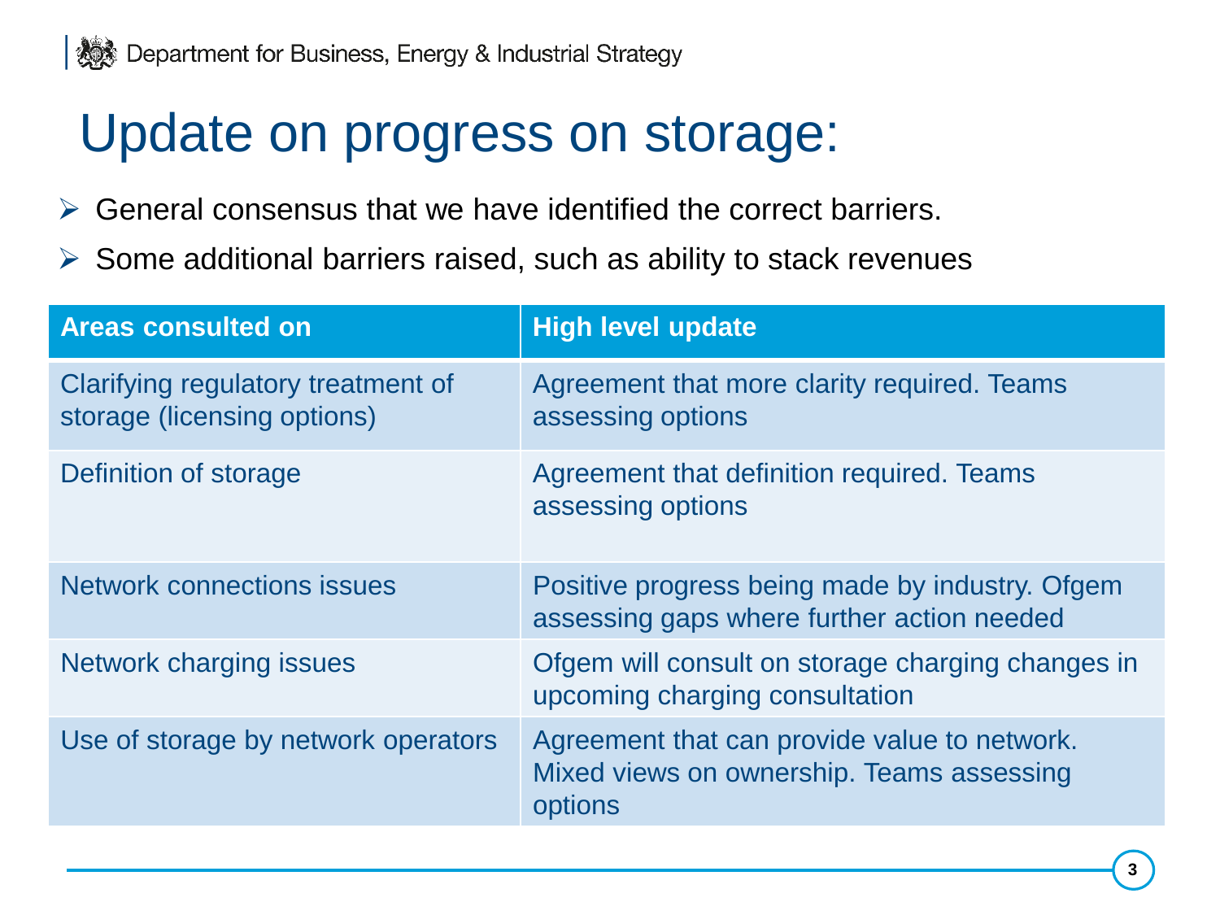# Update on progress on storage:

- General consensus that we have identified the correct barriers.
- Some additional barriers raised, such as ability to stack revenues

| Areas consulted on | High level update |
| --- | --- |
| Clarifying regulatory treatment of storage (licensing options) | Agreement that more clarity required. Teams assessing options |
| Definition of storage | Agreement that definition required. Teams assessing options |
| Network connections issues | Positive progress being made by industry. Ofgem assessing gaps where further action needed |
| Network charging issues | Ofgem will consult on storage charging changes in upcoming charging consultation |
| Use of storage by network operators | Agreement that can provide value to network. Mixed views on ownership. Teams assessing options |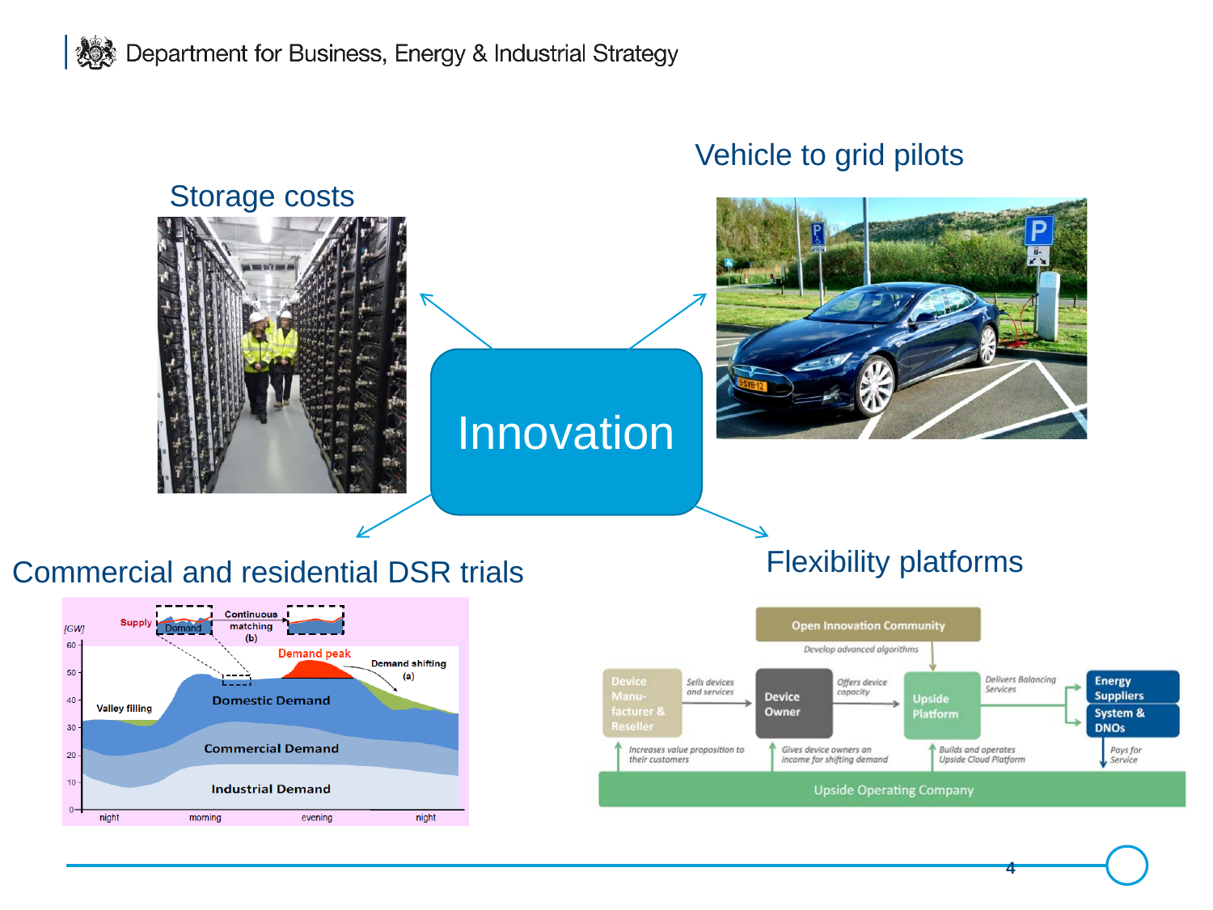Storage costs

Vehicle to grid pilots

Innovation

Commercial and residential DSR trials

[GW]
60
50
40
30
20
10
0
Supply
Demand
Continuous matching
(b)
Demand peak
Demand shifting
(a)
Valley filling
Domestic Demand
Commercial Demand
Industrial Demand
night
morning
evening
night

Flexibility platforms

Open Innovation Community
Develop advanced algorithms
Device Manu-facturer & Reseller
Sells devices and services
Device Owner
Offers device capacity
Upside Platform
Delivers Balancing Services
Energy Suppliers
System & DNOs
Increases value proposition to their customers
Gives device owners an income for shifting demand
Builds and operates Upside Cloud Platform
Pays for Service
Upside Operating Company